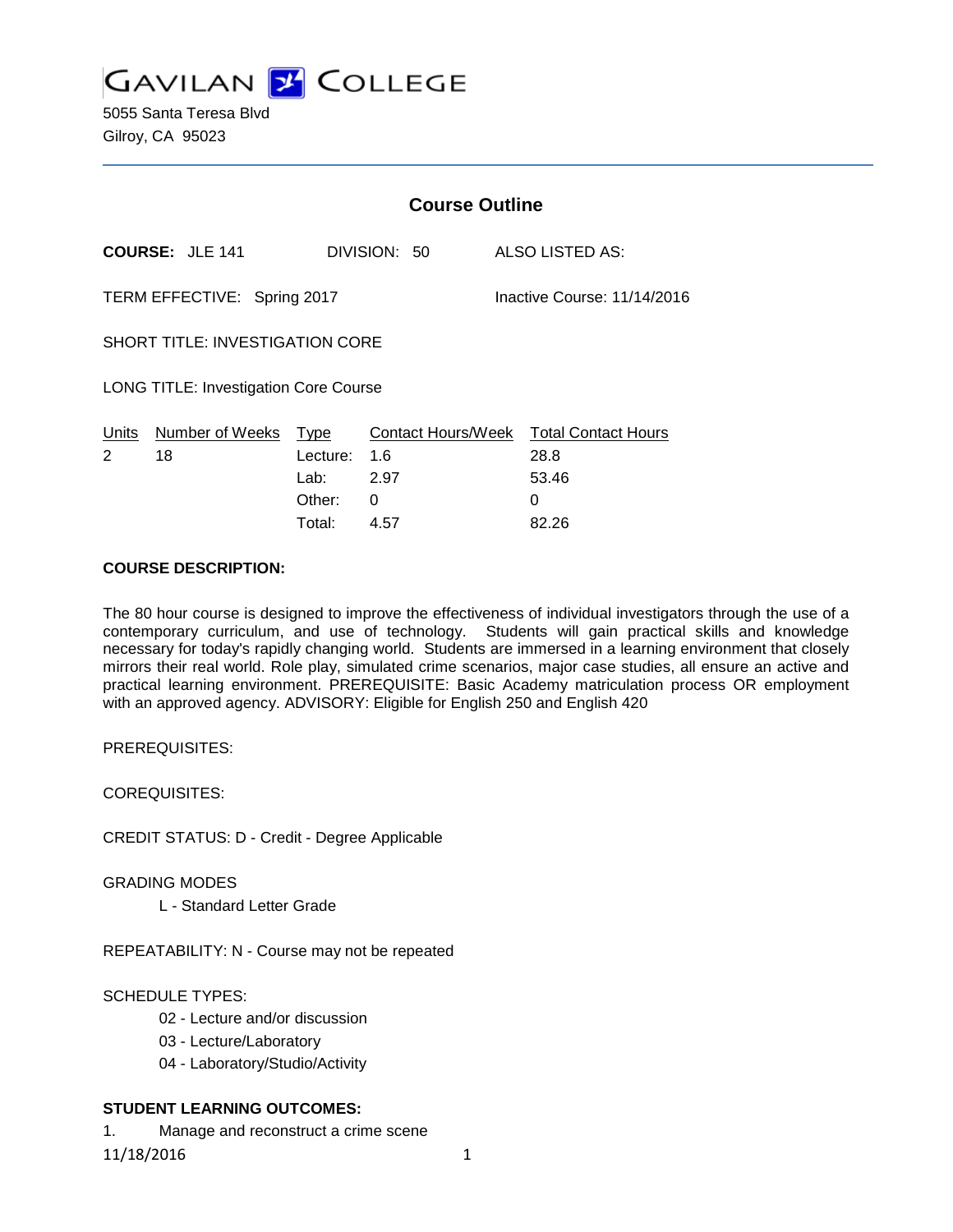# GAVILAN COLLEGE

5055 Santa Teresa Blvd
Gilroy, CA 95023

## Course Outline

**COURSE:** JLE 141 DIVISION: 50 ALSO LISTED AS:

TERM EFFECTIVE: Spring 2017 Inactive Course: 11/14/2016

SHORT TITLE: INVESTIGATION CORE

LONG TITLE: Investigation Core Course

| Units | Number of Weeks | Type | Contact Hours/Week | Total Contact Hours |
|---|---|---|---|---|
| 2 | 18 | Lecture: | 1.6 | 28.8 |
| | | Lab: | 2.97 | 53.46 |
| | | Other: | 0 | 0 |
| | | Total: | 4.57 | 82.26 |

**COURSE DESCRIPTION:**

The 80 hour course is designed to improve the effectiveness of individual investigators through the use of a contemporary curriculum, and use of technology. Students will gain practical skills and knowledge necessary for today's rapidly changing world. Students are immersed in a learning environment that closely mirrors their real world. Role play, simulated crime scenarios, major case studies, all ensure an active and practical learning environment. PREREQUISITE: Basic Academy matriculation process OR employment with an approved agency. ADVISORY: Eligible for English 250 and English 420

PREREQUISITES:

COREQUISITES:

CREDIT STATUS: D - Credit - Degree Applicable

GRADING MODES

L - Standard Letter Grade

REPEATABILITY: N - Course may not be repeated

SCHEDULE TYPES:

02 - Lecture and/or discussion

03 - Lecture/Laboratory

04 - Laboratory/Studio/Activity

**STUDENT LEARNING OUTCOMES:**

1. Manage and reconstruct a crime scene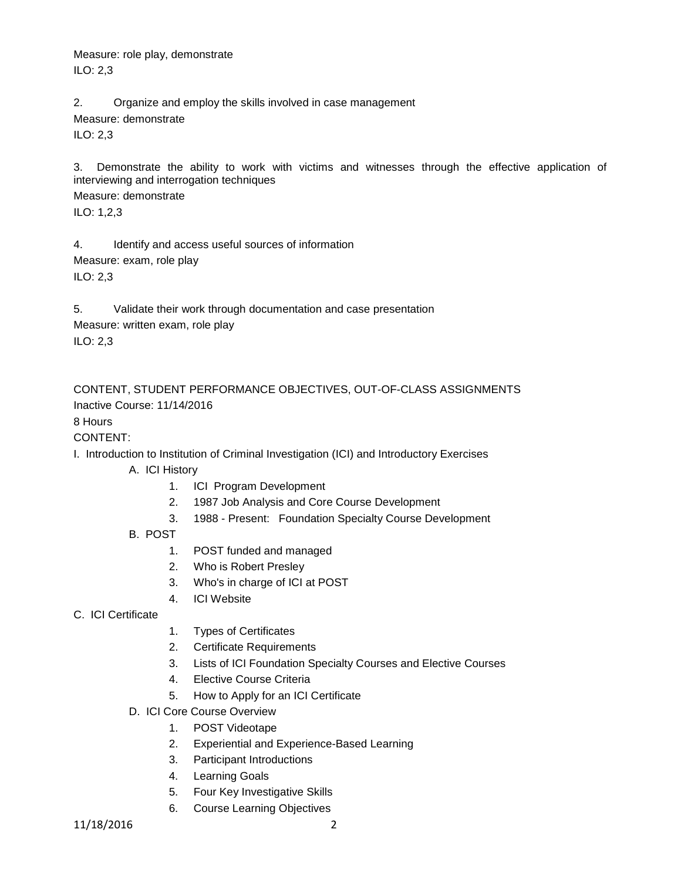Measure: role play, demonstrate
ILO: 2,3

2. Organize and employ the skills involved in case management
Measure: demonstrate
ILO: 2,3

3. Demonstrate the ability to work with victims and witnesses through the effective application of interviewing and interrogation techniques
Measure: demonstrate
ILO: 1,2,3

4. Identify and access useful sources of information
Measure: exam, role play
ILO: 2,3

5. Validate their work through documentation and case presentation
Measure: written exam, role play
ILO: 2,3

CONTENT, STUDENT PERFORMANCE OBJECTIVES, OUT-OF-CLASS ASSIGNMENTS

Inactive Course: 11/14/2016

8 Hours

CONTENT:

I. Introduction to Institution of Criminal Investigation (ICI) and Introductory Exercises

- A. ICI History
  1. ICI Program Development
  2. 1987 Job Analysis and Core Course Development
  3. 1988 - Present: Foundation Specialty Course Development
- B. POST
  1. POST funded and managed
  2. Who is Robert Presley
  3. Who's in charge of ICI at POST
  4. ICI Website
- C. ICI Certificate
  1. Types of Certificates
  2. Certificate Requirements
  3. Lists of ICI Foundation Specialty Courses and Elective Courses
  4. Elective Course Criteria
  5. How to Apply for an ICI Certificate
- D. ICI Core Course Overview
  1. POST Videotape
  2. Experiential and Experience-Based Learning
  3. Participant Introductions
  4. Learning Goals
  5. Four Key Investigative Skills
  6. Course Learning Objectives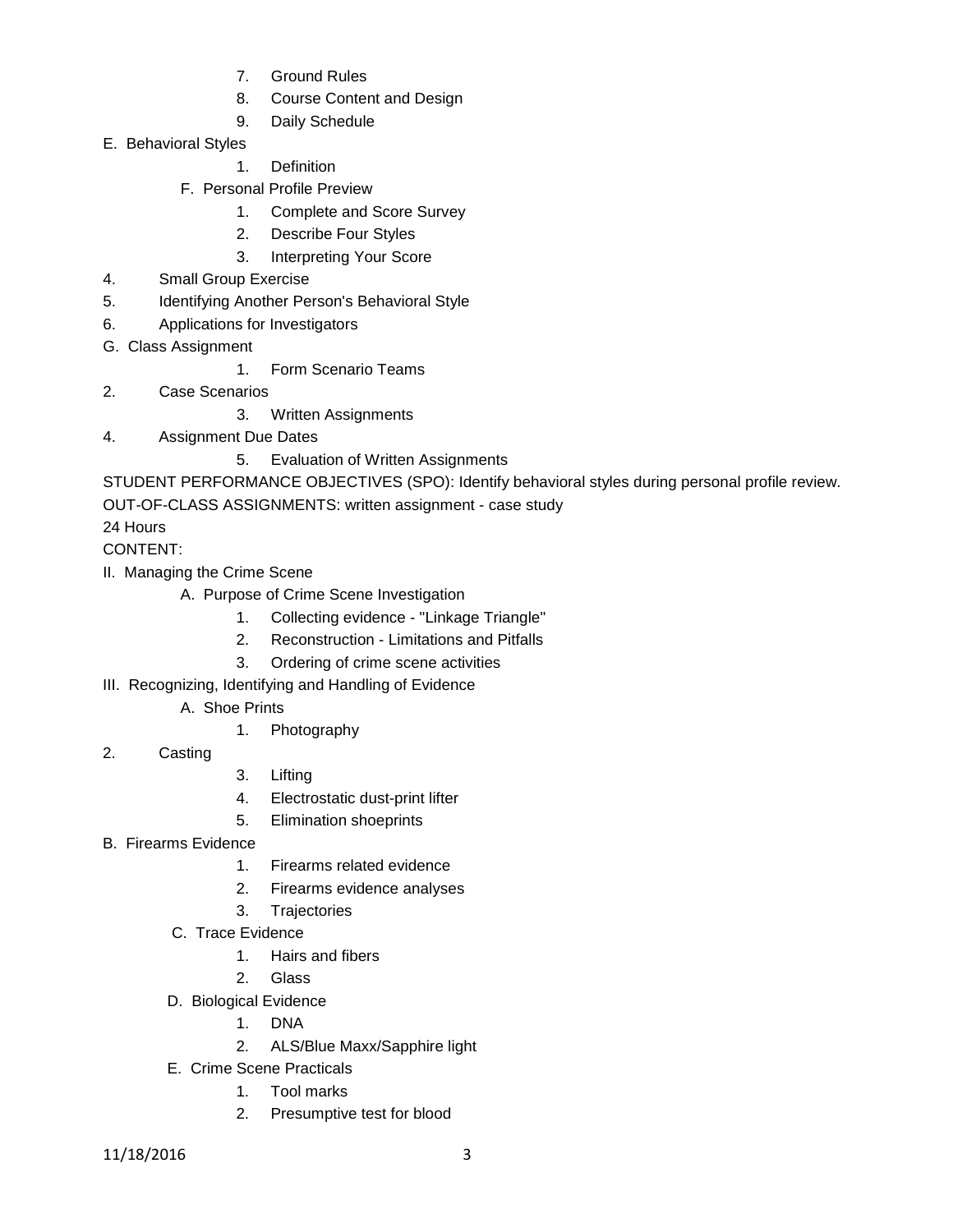7. Ground Rules
8. Course Content and Design
9. Daily Schedule

E. Behavioral Styles

1. Definition

F. Personal Profile Preview

1. Complete and Score Survey
2. Describe Four Styles
3. Interpreting Your Score
4. Small Group Exercise
5. Identifying Another Person's Behavioral Style
6. Applications for Investigators

G. Class Assignment

1. Form Scenario Teams
2. Case Scenarios
3. Written Assignments
4. Assignment Due Dates
5. Evaluation of Written Assignments

STUDENT PERFORMANCE OBJECTIVES (SPO): Identify behavioral styles during personal profile review.

OUT-OF-CLASS ASSIGNMENTS: written assignment - case study

24 Hours

CONTENT:

II. Managing the Crime Scene

A. Purpose of Crime Scene Investigation

1. Collecting evidence - "Linkage Triangle"
2. Reconstruction - Limitations and Pitfalls
3. Ordering of crime scene activities

III. Recognizing, Identifying and Handling of Evidence

A. Shoe Prints

1. Photography
2. Casting
3. Lifting
4. Electrostatic dust-print lifter
5. Elimination shoeprints

B. Firearms Evidence

1. Firearms related evidence
2. Firearms evidence analyses
3. Trajectories

C. Trace Evidence

1. Hairs and fibers
2. Glass

D. Biological Evidence

1. DNA
2. ALS/Blue Maxx/Sapphire light

E. Crime Scene Practicals

1. Tool marks
2. Presumptive test for blood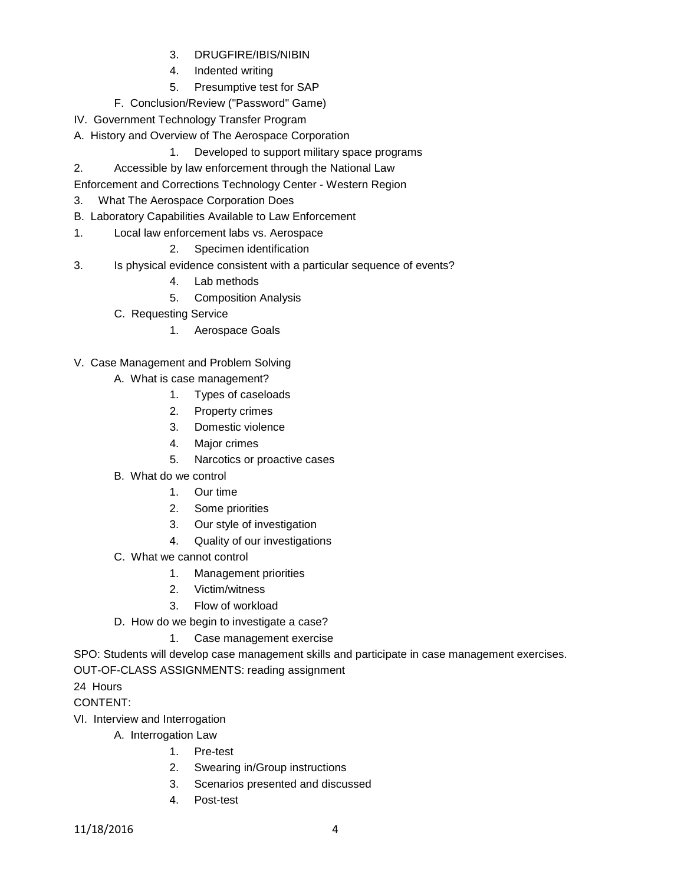3. DRUGFIRE/IBIS/NIBIN
4. Indented writing
5. Presumptive test for SAP

F. Conclusion/Review ("Password" Game)

IV. Government Technology Transfer Program

A. History and Overview of The Aerospace Corporation

1. Developed to support military space programs
2. Accessible by law enforcement through the National Law Enforcement and Corrections Technology Center - Western Region
3. What The Aerospace Corporation Does

B. Laboratory Capabilities Available to Law Enforcement

1. Local law enforcement labs vs. Aerospace
2. Specimen identification
3. Is physical evidence consistent with a particular sequence of events?
4. Lab methods
5. Composition Analysis

C. Requesting Service

1. Aerospace Goals

V. Case Management and Problem Solving

A. What is case management?

1. Types of caseloads
2. Property crimes
3. Domestic violence
4. Major crimes
5. Narcotics or proactive cases

B. What do we control

1. Our time
2. Some priorities
3. Our style of investigation
4. Quality of our investigations

C. What we cannot control

1. Management priorities
2. Victim/witness
3. Flow of workload

D. How do we begin to investigate a case?

1. Case management exercise

SPO: Students will develop case management skills and participate in case management exercises.

OUT-OF-CLASS ASSIGNMENTS: reading assignment

24 Hours

CONTENT:

VI. Interview and Interrogation

A. Interrogation Law

1. Pre-test
2. Swearing in/Group instructions
3. Scenarios presented and discussed
4. Post-test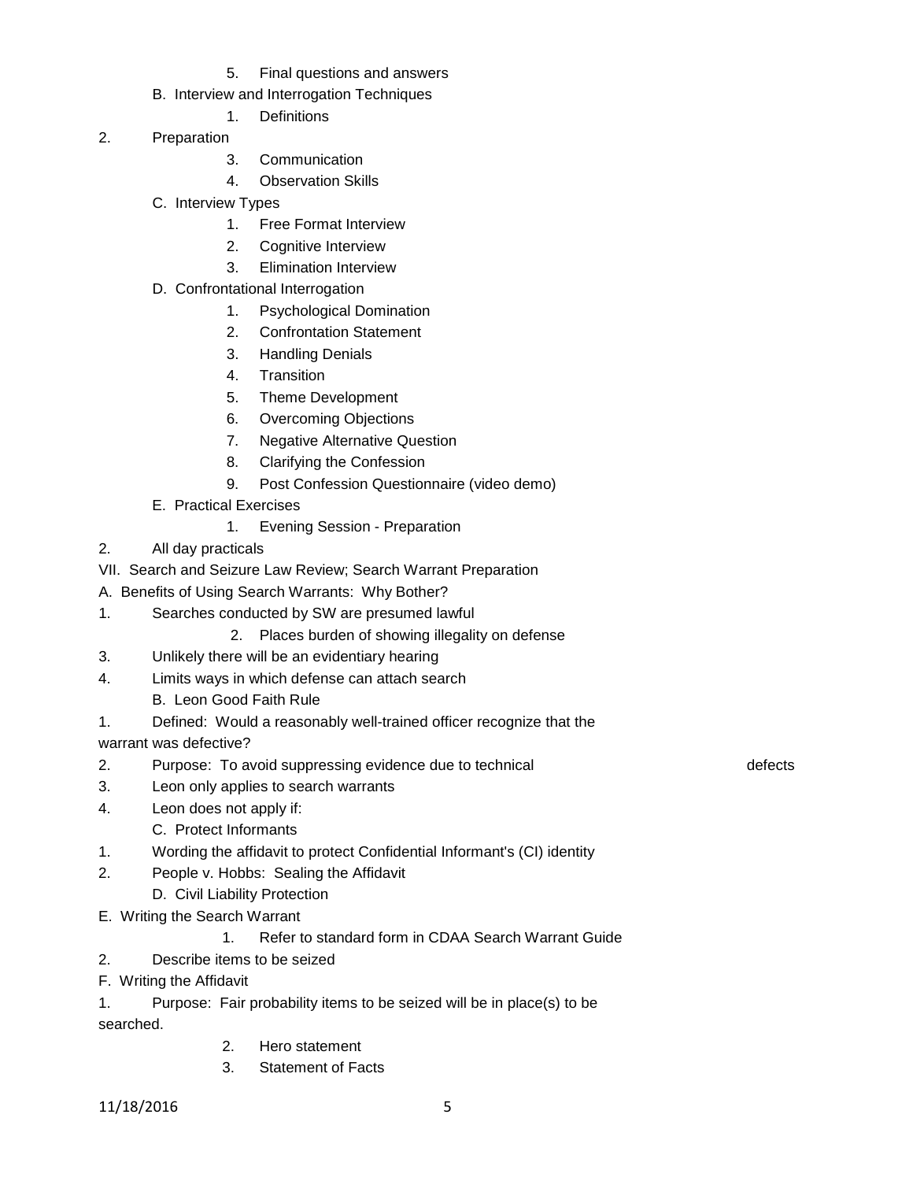5. Final questions and answers

B. Interview and Interrogation Techniques

1. Definitions
2. Preparation
3. Communication
4. Observation Skills

C. Interview Types

1. Free Format Interview
2. Cognitive Interview
3. Elimination Interview

D. Confrontational Interrogation

1. Psychological Domination
2. Confrontation Statement
3. Handling Denials
4. Transition
5. Theme Development
6. Overcoming Objections
7. Negative Alternative Question
8. Clarifying the Confession
9. Post Confession Questionnaire (video demo)

E. Practical Exercises

1. Evening Session - Preparation
2. All day practicals

VII. Search and Seizure Law Review; Search Warrant Preparation

A. Benefits of Using Search Warrants: Why Bother?

1. Searches conducted by SW are presumed lawful
2. Places burden of showing illegality on defense
3. Unlikely there will be an evidentiary hearing
4. Limits ways in which defense can attach search

B. Leon Good Faith Rule

1. Defined: Would a reasonably well-trained officer recognize that the warrant was defective?
2. Purpose: To avoid suppressing evidence due to technical defects
3. Leon only applies to search warrants
4. Leon does not apply if:

C. Protect Informants

1. Wording the affidavit to protect Confidential Informant's (CI) identity
2. People v. Hobbs: Sealing the Affidavit

D. Civil Liability Protection

E. Writing the Search Warrant

1. Refer to standard form in CDAA Search Warrant Guide
2. Describe items to be seized

F. Writing the Affidavit

1. Purpose: Fair probability items to be seized will be in place(s) to be searched.
2. Hero statement
3. Statement of Facts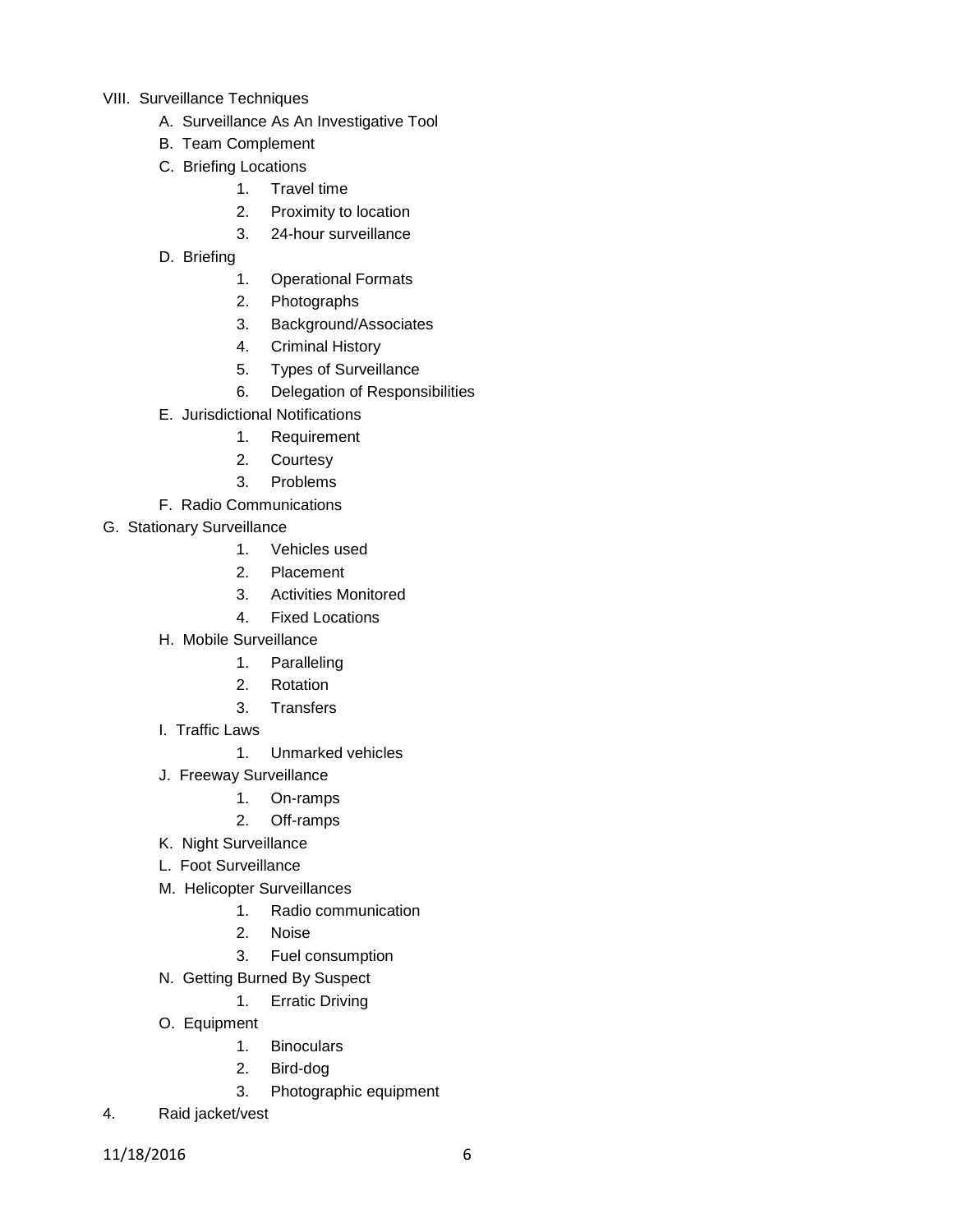VIII. Surveillance Techniques

A. Surveillance As An Investigative Tool

B. Team Complement

C. Briefing Locations

1. Travel time
2. Proximity to location
3. 24-hour surveillance

D. Briefing

1. Operational Formats
2. Photographs
3. Background/Associates
4. Criminal History
5. Types of Surveillance
6. Delegation of Responsibilities

E. Jurisdictional Notifications

1. Requirement
2. Courtesy
3. Problems

F. Radio Communications

G. Stationary Surveillance

1. Vehicles used
2. Placement
3. Activities Monitored
4. Fixed Locations

H. Mobile Surveillance

1. Paralleling
2. Rotation
3. Transfers

I. Traffic Laws

1. Unmarked vehicles

J. Freeway Surveillance

1. On-ramps
2. Off-ramps

K. Night Surveillance

L. Foot Surveillance

M. Helicopter Surveillances

1. Radio communication
2. Noise
3. Fuel consumption

N. Getting Burned By Suspect

1. Erratic Driving

O. Equipment

1. Binoculars
2. Bird-dog
3. Photographic equipment
4. Raid jacket/vest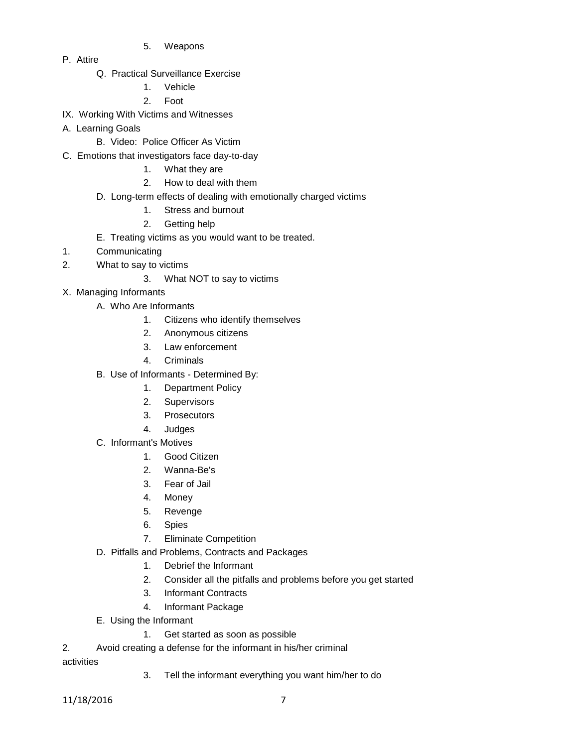5. Weapons

P. Attire

Q. Practical Surveillance Exercise

1. Vehicle
2. Foot

IX. Working With Victims and Witnesses

A. Learning Goals

B. Video: Police Officer As Victim

C. Emotions that investigators face day-to-day

1. What they are
2. How to deal with them

D. Long-term effects of dealing with emotionally charged victims

1. Stress and burnout
2. Getting help

E. Treating victims as you would want to be treated.

1. Communicating
2. What to say to victims
3. What NOT to say to victims

X. Managing Informants

A. Who Are Informants

1. Citizens who identify themselves
2. Anonymous citizens
3. Law enforcement
4. Criminals

B. Use of Informants - Determined By:

1. Department Policy
2. Supervisors
3. Prosecutors
4. Judges

C. Informant's Motives

1. Good Citizen
2. Wanna-Be's
3. Fear of Jail
4. Money
5. Revenge
6. Spies
7. Eliminate Competition

D. Pitfalls and Problems, Contracts and Packages

1. Debrief the Informant
2. Consider all the pitfalls and problems before you get started
3. Informant Contracts
4. Informant Package

E. Using the Informant

1. Get started as soon as possible
2. Avoid creating a defense for the informant in his/her criminal activities
3. Tell the informant everything you want him/her to do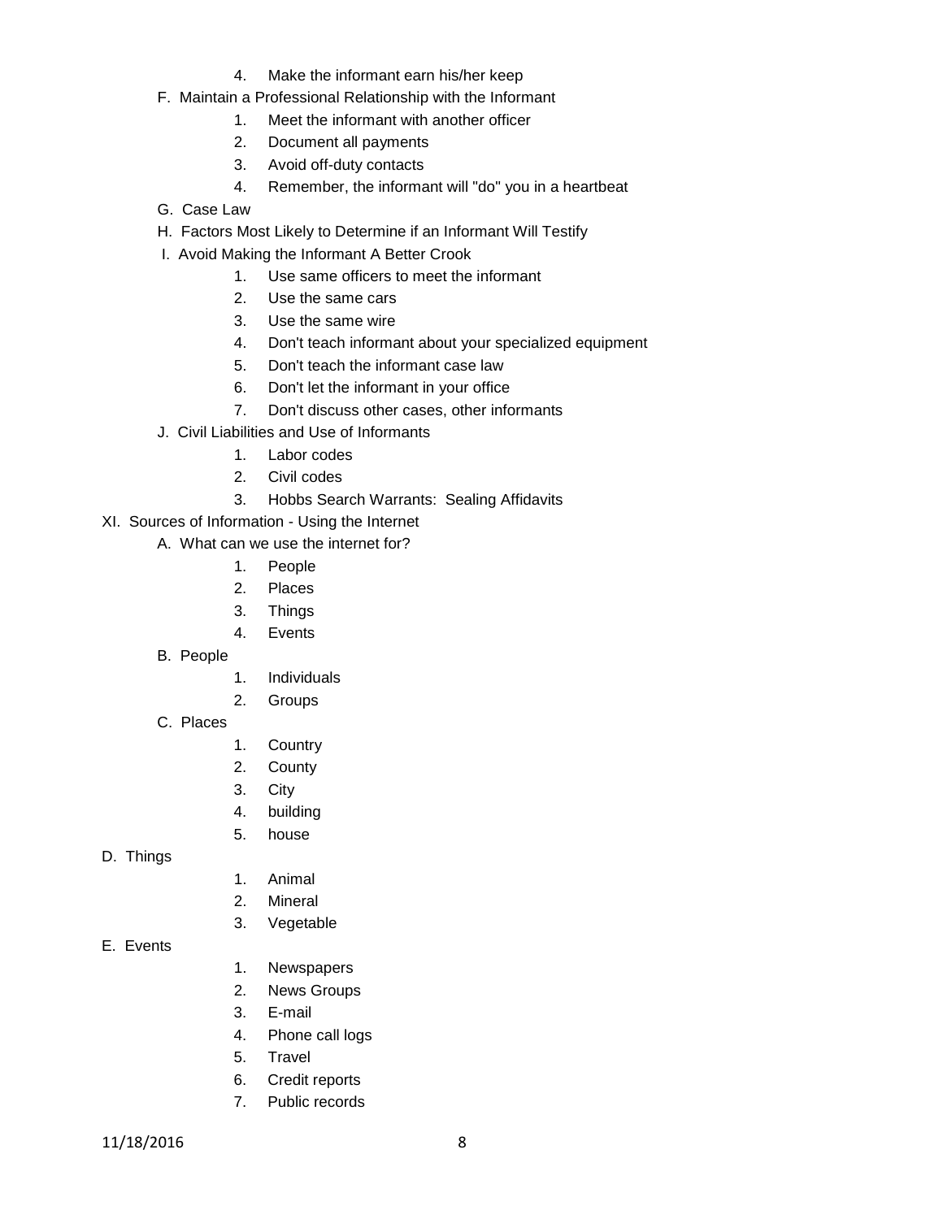4. Make the informant earn his/her keep

F. Maintain a Professional Relationship with the Informant

1. Meet the informant with another officer
2. Document all payments
3. Avoid off-duty contacts
4. Remember, the informant will "do" you in a heartbeat

G. Case Law

H. Factors Most Likely to Determine if an Informant Will Testify

I. Avoid Making the Informant A Better Crook

1. Use same officers to meet the informant
2. Use the same cars
3. Use the same wire
4. Don't teach informant about your specialized equipment
5. Don't teach the informant case law
6. Don't let the informant in your office
7. Don't discuss other cases, other informants

J. Civil Liabilities and Use of Informants

1. Labor codes
2. Civil codes
3. Hobbs Search Warrants: Sealing Affidavits

XI. Sources of Information - Using the Internet

A. What can we use the internet for?

1. People
2. Places
3. Things
4. Events

B. People

1. Individuals
2. Groups

C. Places

1. Country
2. County
3. City
4. building
5. house

D. Things

1. Animal
2. Mineral
3. Vegetable

E. Events

1. Newspapers
2. News Groups
3. E-mail
4. Phone call logs
5. Travel
6. Credit reports
7. Public records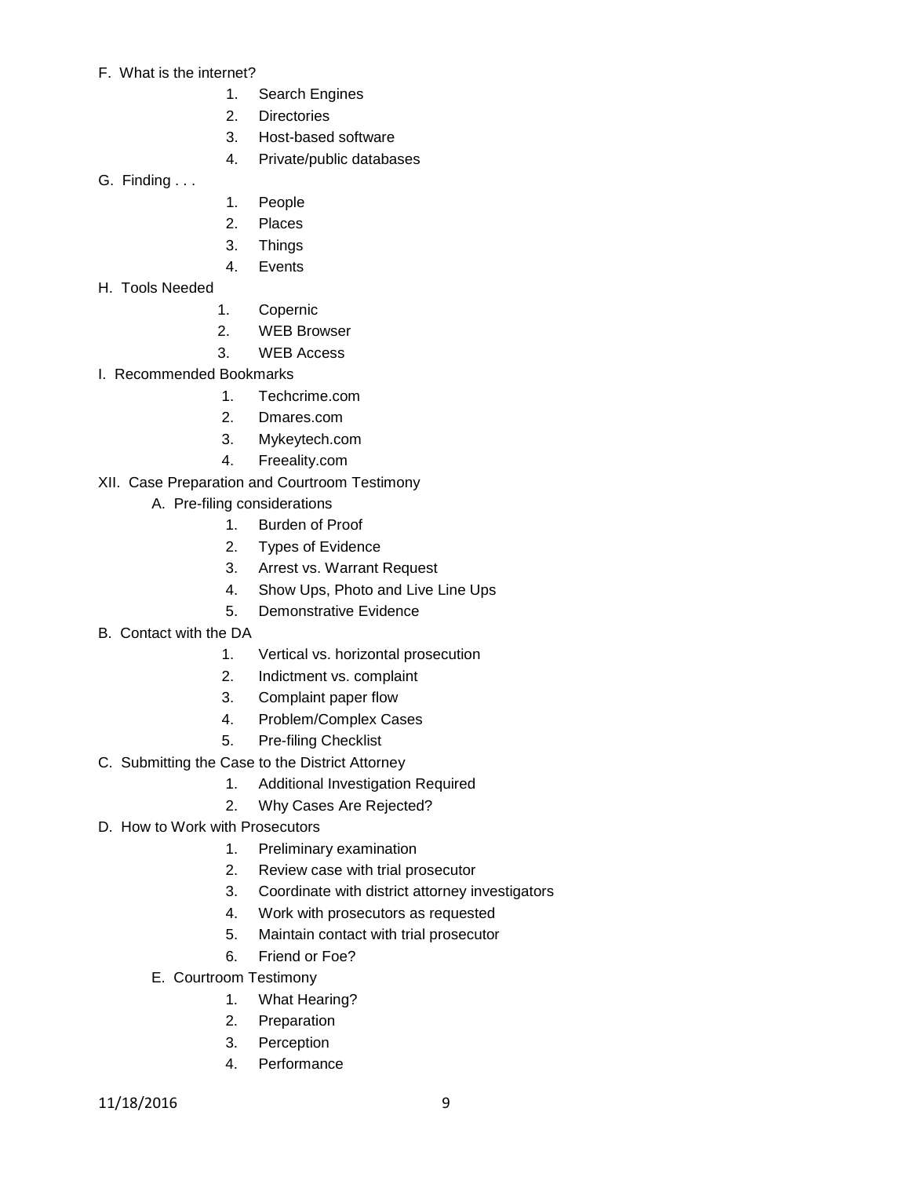F. What is the internet?

1. Search Engines
2. Directories
3. Host-based software
4. Private/public databases

G. Finding . . .

1. People
2. Places
3. Things
4. Events

H. Tools Needed

1. Copernic
2. WEB Browser
3. WEB Access

I. Recommended Bookmarks

1. Techcrime.com
2. Dmares.com
3. Mykeytech.com
4. Freeality.com

XII. Case Preparation and Courtroom Testimony

A. Pre-filing considerations

1. Burden of Proof
2. Types of Evidence
3. Arrest vs. Warrant Request
4. Show Ups, Photo and Live Line Ups
5. Demonstrative Evidence

B. Contact with the DA

1. Vertical vs. horizontal prosecution
2. Indictment vs. complaint
3. Complaint paper flow
4. Problem/Complex Cases
5. Pre-filing Checklist

C. Submitting the Case to the District Attorney

1. Additional Investigation Required
2. Why Cases Are Rejected?

D. How to Work with Prosecutors

1. Preliminary examination
2. Review case with trial prosecutor
3. Coordinate with district attorney investigators
4. Work with prosecutors as requested
5. Maintain contact with trial prosecutor
6. Friend or Foe?

E. Courtroom Testimony

1. What Hearing?
2. Preparation
3. Perception
4. Performance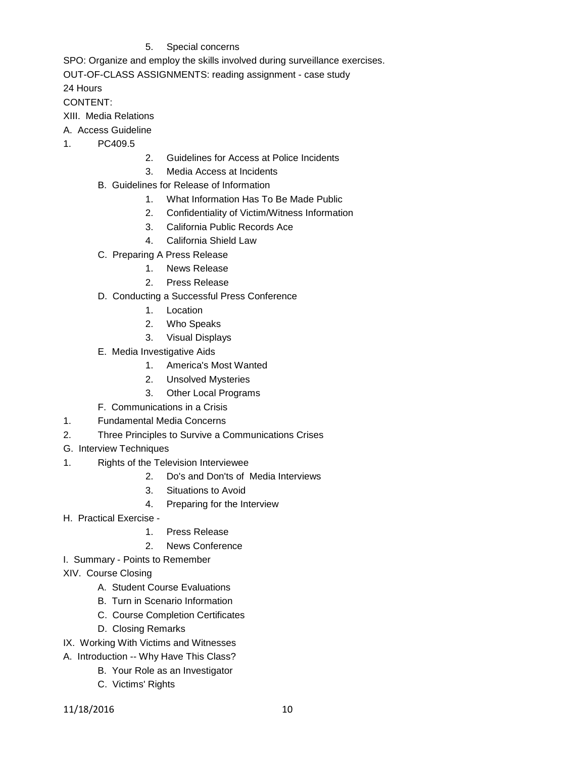5. Special concerns

SPO: Organize and employ the skills involved during surveillance exercises.

OUT-OF-CLASS ASSIGNMENTS: reading assignment - case study

24 Hours

CONTENT:

XIII. Media Relations

A. Access Guideline

1. PC409.5
2. Guidelines for Access at Police Incidents
3. Media Access at Incidents

B. Guidelines for Release of Information

1. What Information Has To Be Made Public
2. Confidentiality of Victim/Witness Information
3. California Public Records Ace
4. California Shield Law

C. Preparing A Press Release

1. News Release
2. Press Release

D. Conducting a Successful Press Conference

1. Location
2. Who Speaks
3. Visual Displays

E. Media Investigative Aids

1. America's Most Wanted
2. Unsolved Mysteries
3. Other Local Programs

F. Communications in a Crisis

1. Fundamental Media Concerns
2. Three Principles to Survive a Communications Crises

G. Interview Techniques

1. Rights of the Television Interviewee
2. Do's and Don'ts of Media Interviews
3. Situations to Avoid
4. Preparing for the Interview

H. Practical Exercise -

1. Press Release
2. News Conference

I. Summary - Points to Remember

XIV. Course Closing

A. Student Course Evaluations

B. Turn in Scenario Information

C. Course Completion Certificates

D. Closing Remarks

IX. Working With Victims and Witnesses

A. Introduction -- Why Have This Class?

B. Your Role as an Investigator

C. Victims' Rights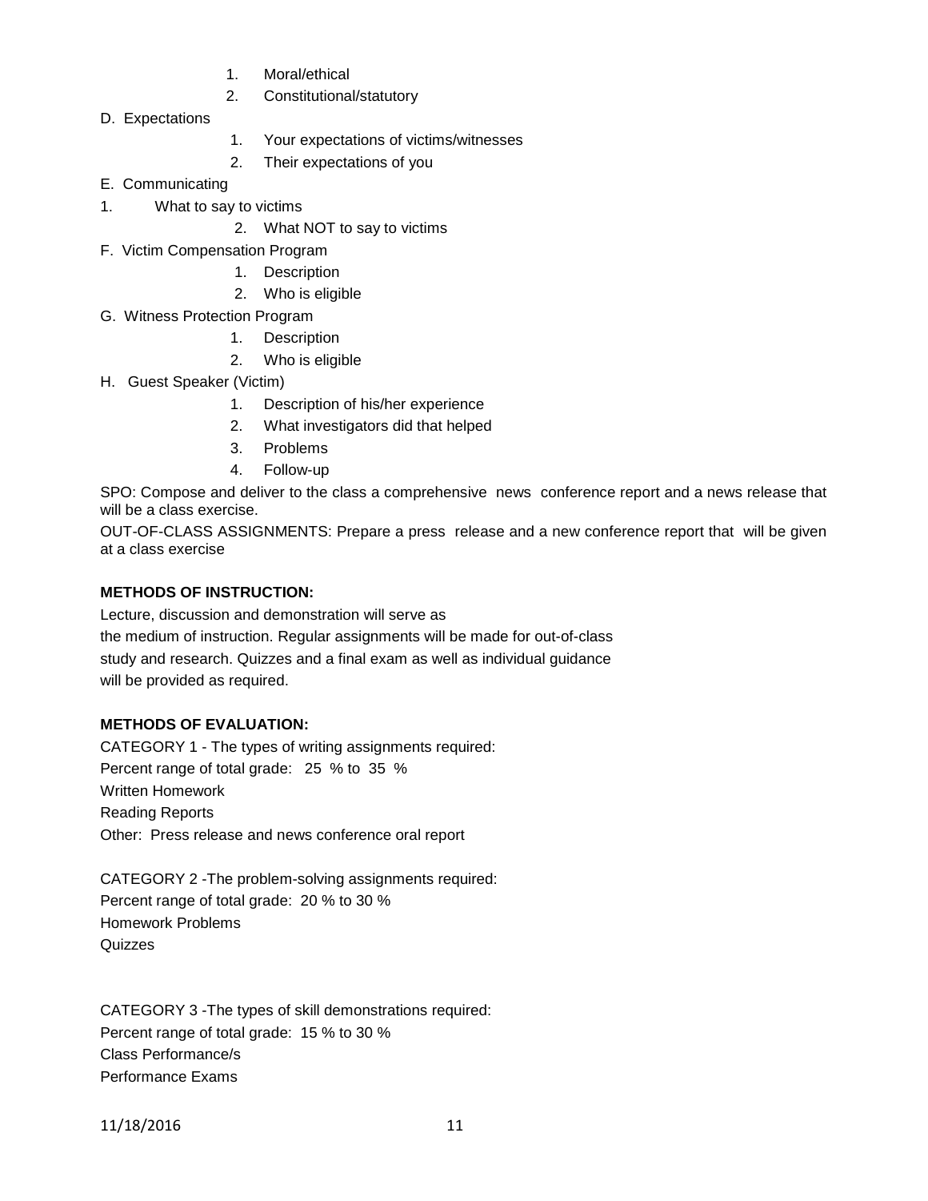1. Moral/ethical
   2. Constitutional/statutory

D. Expectations
   1. Your expectations of victims/witnesses
   2. Their expectations of you

E. Communicating
   1. What to say to victims
   2. What NOT to say to victims

F. Victim Compensation Program
   1. Description
   2. Who is eligible

G. Witness Protection Program
   1. Description
   2. Who is eligible

H. Guest Speaker (Victim)
   1. Description of his/her experience
   2. What investigators did that helped
   3. Problems
   4. Follow-up

SPO: Compose and deliver to the class a comprehensive news conference report and a news release that will be a class exercise.

OUT-OF-CLASS ASSIGNMENTS: Prepare a press release and a new conference report that will be given at a class exercise

**METHODS OF INSTRUCTION:**

Lecture, discussion and demonstration will serve as the medium of instruction. Regular assignments will be made for out-of-class study and research. Quizzes and a final exam as well as individual guidance will be provided as required.

**METHODS OF EVALUATION:**

CATEGORY 1 - The types of writing assignments required:
Percent range of total grade: 25 % to 35 %
Written Homework
Reading Reports
Other: Press release and news conference oral report

CATEGORY 2 -The problem-solving assignments required:
Percent range of total grade: 20 % to 30 %
Homework Problems
Quizzes

CATEGORY 3 -The types of skill demonstrations required:
Percent range of total grade: 15 % to 30 %
Class Performance/s
Performance Exams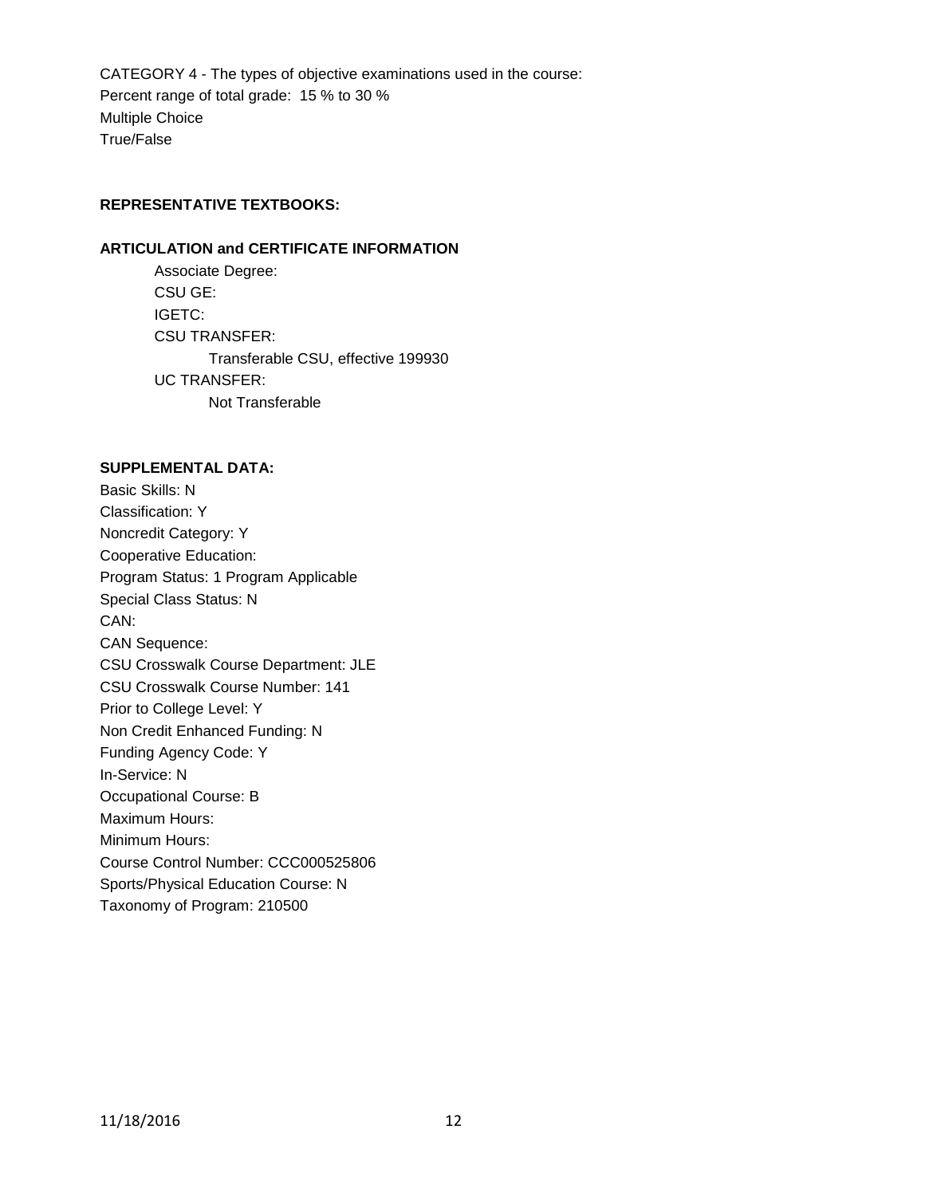CATEGORY 4 - The types of objective examinations used in the course:
Percent range of total grade: 15 % to 30 %
Multiple Choice
True/False

**REPRESENTATIVE TEXTBOOKS:**

**ARTICULATION and CERTIFICATE INFORMATION**

Associate Degree:
CSU GE:
IGETC:
CSU TRANSFER:
Transferable CSU, effective 199930
UC TRANSFER:
Not Transferable

**SUPPLEMENTAL DATA:**

Basic Skills: N
Classification: Y
Noncredit Category: Y
Cooperative Education:
Program Status: 1 Program Applicable
Special Class Status: N
CAN:
CAN Sequence:
CSU Crosswalk Course Department: JLE
CSU Crosswalk Course Number: 141
Prior to College Level: Y
Non Credit Enhanced Funding: N
Funding Agency Code: Y
In-Service: N
Occupational Course: B
Maximum Hours:
Minimum Hours:
Course Control Number: CCC000525806
Sports/Physical Education Course: N
Taxonomy of Program: 210500